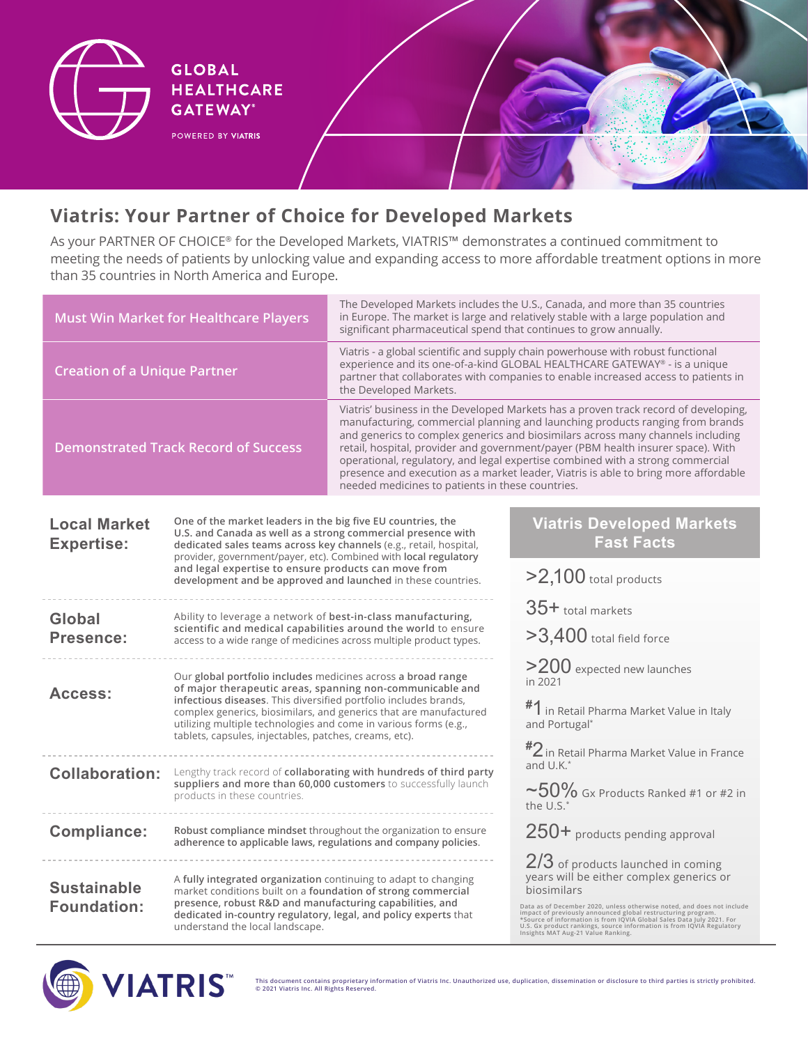GLOBAL HEALTHCARE GATEWAY®

POWERED BY VIATRIS

# Viatris: Your Partner of Choice for Developed Markets

As your PARTNER OF CHOICE® for the Developed Markets, VIATRIS™ demonstrates a continued commitment to meeting the needs of patients by unlocking value and expanding access to more affordable treatment options in more than 35 countries in North America and Europe.

| | |
|---|---|
| **Must Win Market for Healthcare Players** | The Developed Markets includes the U.S., Canada, and more than 35 countries in Europe. The market is large and relatively stable with a large population and significant pharmaceutical spend that continues to grow annually. |
| **Creation of a Unique Partner** | Viatris - a global scientific and supply chain powerhouse with robust functional experience and its one-of-a-kind GLOBAL HEALTHCARE GATEWAY® - is a unique partner that collaborates with companies to enable increased access to patients in the Developed Markets. |
| **Demonstrated Track Record of Success** | Viatris' business in the Developed Markets has a proven track record of developing, manufacturing, commercial planning and launching products ranging from brands and generics to complex generics and biosimilars across many channels including retail, hospital, provider and government/payer (PBM health insurer space). With operational, regulatory, and legal expertise combined with a strong commercial presence and execution as a market leader, Viatris is able to bring more affordable needed medicines to patients in these countries. |

**Local Market Expertise:** **One of the market leaders in the big five EU countries, the U.S. and Canada as well as a strong commercial presence with dedicated sales teams across key channels** (e.g., retail, hospital, provider, government/payer, etc). Combined with **local regulatory and legal expertise to ensure products can move from development and be approved and launched** in these countries.

**Global Presence:** Ability to leverage a network of **best-in-class manufacturing, scientific and medical capabilities around the world** to ensure access to a wide range of medicines across multiple product types.

**Access:** Our **global portfolio includes** medicines across **a broad range of major therapeutic areas, spanning non-communicable and infectious diseases**. This diversified portfolio includes brands, complex generics, biosimilars, and generics that are manufactured utilizing multiple technologies and come in various forms (e.g., tablets, capsules, injectables, patches, creams, etc).

**Collaboration:** Lengthy track record of **collaborating with hundreds of third party suppliers and more than 60,000 customers** to successfully launch products in these countries.

**Compliance:** **Robust compliance mindset** throughout the organization to ensure **adherence to applicable laws, regulations and company policies**.

**Sustainable Foundation:** A **fully integrated organization** continuing to adapt to changing market conditions built on a **foundation of strong commercial presence, robust R&D and manufacturing capabilities, and dedicated in-country regulatory, legal, and policy experts** that understand the local landscape.

## Viatris Developed Markets Fast Facts

- **>2,100** total products
- **35+** total markets
- **>3,400** total field force
- **>200** expected new launches in 2021
- **#1** in Retail Pharma Market Value in Italy and Portugal*
- **#2** in Retail Pharma Market Value in France and U.K.*
- **~50%** Gx Products Ranked #1 or #2 in the U.S.*
- **250+** products pending approval
- **2/3** of products launched in coming years will be either complex generics or biosimilars

Data as of December 2020, unless otherwise noted, and does not include impact of previously announced global restructuring program.
*Source of information is from IQVIA Global Sales Data July 2021. For U.S. Gx product rankings, source information is from IQVIA Regulatory Insights MAT Aug-21 Value Ranking.

VIATRIS™

This document contains proprietary information of Viatris Inc. Unauthorized use, duplication, dissemination or disclosure to third parties is strictly prohibited.
© 2021 Viatris Inc. All Rights Reserved.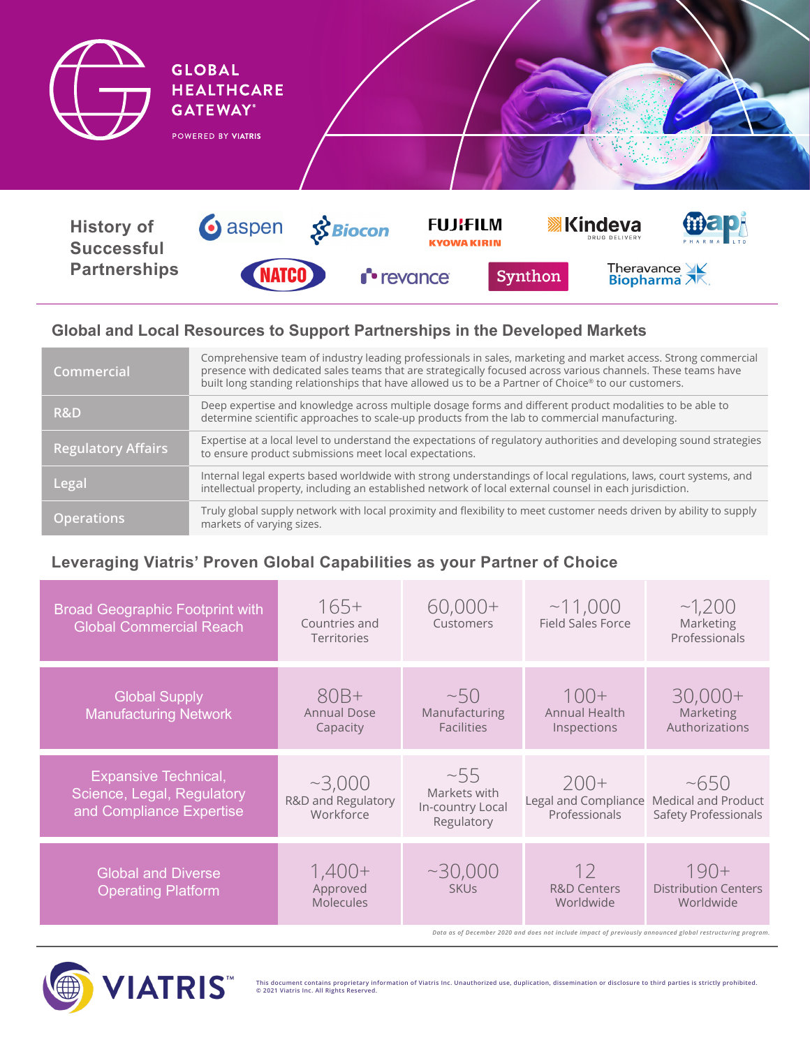GLOBAL HEALTHCARE GATEWAY®

POWERED BY VIATRIS

## History of Successful Partnerships

aspen · Biocon · FUJIFILM KYOWA KIRIN · Kindeva DRUG DELIVERY · map PHARMA LTD · NATCO · revance · Synthon · Theravance Biopharma

## Global and Local Resources to Support Partnerships in the Developed Markets

| | |
|---|---|
| Commercial | Comprehensive team of industry leading professionals in sales, marketing and market access. Strong commercial presence with dedicated sales teams that are strategically focused across various channels. These teams have built long standing relationships that have allowed us to be a Partner of Choice® to our customers. |
| R&D | Deep expertise and knowledge across multiple dosage forms and different product modalities to be able to determine scientific approaches to scale-up products from the lab to commercial manufacturing. |
| Regulatory Affairs | Expertise at a local level to understand the expectations of regulatory authorities and developing sound strategies to ensure product submissions meet local expectations. |
| Legal | Internal legal experts based worldwide with strong understandings of local regulations, laws, court systems, and intellectual property, including an established network of local external counsel in each jurisdiction. |
| Operations | Truly global supply network with local proximity and flexibility to meet customer needs driven by ability to supply markets of varying sizes. |

## Leveraging Viatris' Proven Global Capabilities as your Partner of Choice

| | | | | |
|---|---|---|---|---|
| Broad Geographic Footprint with Global Commercial Reach | 165+ Countries and Territories | 60,000+ Customers | ~11,000 Field Sales Force | ~1,200 Marketing Professionals |
| Global Supply Manufacturing Network | 80B+ Annual Dose Capacity | ~50 Manufacturing Facilities | 100+ Annual Health Inspections | 30,000+ Marketing Authorizations |
| Expansive Technical, Science, Legal, Regulatory and Compliance Expertise | ~3,000 R&D and Regulatory Workforce | ~55 Markets with In-country Local Regulatory | 200+ Legal and Compliance Professionals | ~650 Medical and Product Safety Professionals |
| Global and Diverse Operating Platform | 1,400+ Approved Molecules | ~30,000 SKUs | 12 R&D Centers Worldwide | 190+ Distribution Centers Worldwide |

*Data as of December 2020 and does not include impact of previously announced global restructuring program.*

VIATRIS™

This document contains proprietary information of Viatris Inc. Unauthorized use, duplication, dissemination or disclosure to third parties is strictly prohibited.
© 2021 Viatris Inc. All Rights Reserved.